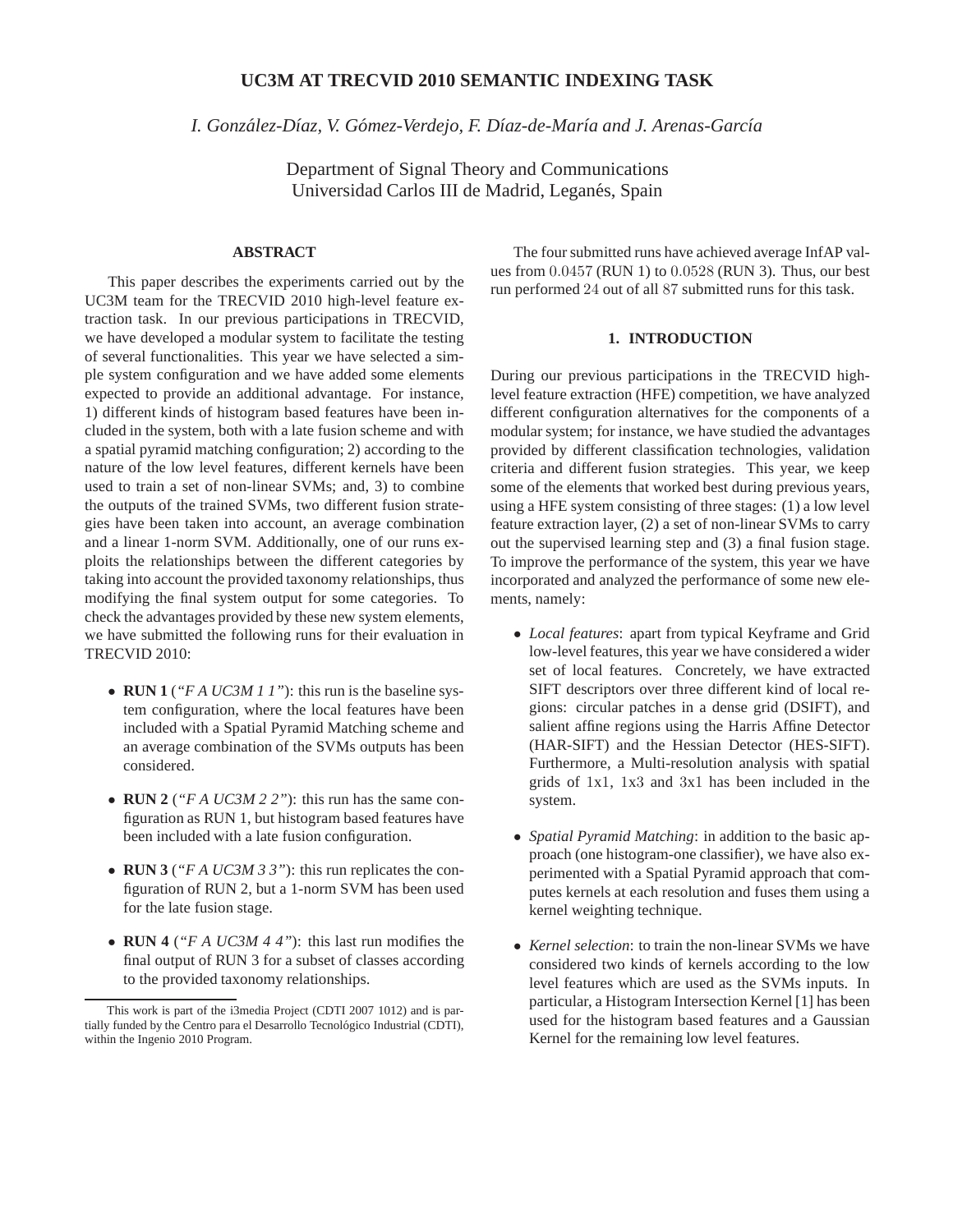# UC3M AT TRECVID 2010 SEMANTIC INDEXING TASK

*I. González-Díaz, V. Gómez-Verdejo, F. Díaz-de-María and J. Arenas-García*

Department of Signal Theory and Communications
Universidad Carlos III de Madrid, Leganés, Spain

## ABSTRACT

This paper describes the experiments carried out by the UC3M team for the TRECVID 2010 high-level feature extraction task. In our previous participations in TRECVID, we have developed a modular system to facilitate the testing of several functionalities. This year we have selected a simple system configuration and we have added some elements expected to provide an additional advantage. For instance, 1) different kinds of histogram based features have been included in the system, both with a late fusion scheme and with a spatial pyramid matching configuration; 2) according to the nature of the low level features, different kernels have been used to train a set of non-linear SVMs; and, 3) to combine the outputs of the trained SVMs, two different fusion strategies have been taken into account, an average combination and a linear 1-norm SVM. Additionally, one of our runs exploits the relationships between the different categories by taking into account the provided taxonomy relationships, thus modifying the final system output for some categories. To check the advantages provided by these new system elements, we have submitted the following runs for their evaluation in TRECVID 2010:

- **RUN 1** (*"F A UC3M 1 1"*): this run is the baseline system configuration, where the local features have been included with a Spatial Pyramid Matching scheme and an average combination of the SVMs outputs has been considered.
- **RUN 2** (*"F A UC3M 2 2"*): this run has the same configuration as RUN 1, but histogram based features have been included with a late fusion configuration.
- **RUN 3** (*"F A UC3M 3 3"*): this run replicates the configuration of RUN 2, but a 1-norm SVM has been used for the late fusion stage.
- **RUN 4** (*"F A UC3M 4 4"*): this last run modifies the final output of RUN 3 for a subset of classes according to the provided taxonomy relationships.

The four submitted runs have achieved average InfAP values from $0.0457$ (RUN 1) to $0.0528$ (RUN 3). Thus, our best run performed $24$ out of all $87$ submitted runs for this task.

## 1. INTRODUCTION

During our previous participations in the TRECVID high-level feature extraction (HFE) competition, we have analyzed different configuration alternatives for the components of a modular system; for instance, we have studied the advantages provided by different classification technologies, validation criteria and different fusion strategies. This year, we keep some of the elements that worked best during previous years, using a HFE system consisting of three stages: (1) a low level feature extraction layer, (2) a set of non-linear SVMs to carry out the supervised learning step and (3) a final fusion stage. To improve the performance of the system, this year we have incorporated and analyzed the performance of some new elements, namely:

- *Local features*: apart from typical Keyframe and Grid low-level features, this year we have considered a wider set of local features. Concretely, we have extracted SIFT descriptors over three different kind of local regions: circular patches in a dense grid (DSIFT), and salient affine regions using the Harris Affine Detector (HAR-SIFT) and the Hessian Detector (HES-SIFT). Furthermore, a Multi-resolution analysis with spatial grids of $1$x$1$, $1$x$3$ and $3$x$1$ has been included in the system.
- *Spatial Pyramid Matching*: in addition to the basic approach (one histogram-one classifier), we have also experimented with a Spatial Pyramid approach that computes kernels at each resolution and fuses them using a kernel weighting technique.
- *Kernel selection*: to train the non-linear SVMs we have considered two kinds of kernels according to the low level features which are used as the SVMs inputs. In particular, a Histogram Intersection Kernel [1] has been used for the histogram based features and a Gaussian Kernel for the remaining low level features.

This work is part of the i3media Project (CDTI 2007 1012) and is partially funded by the Centro para el Desarrollo Tecnológico Industrial (CDTI), within the Ingenio 2010 Program.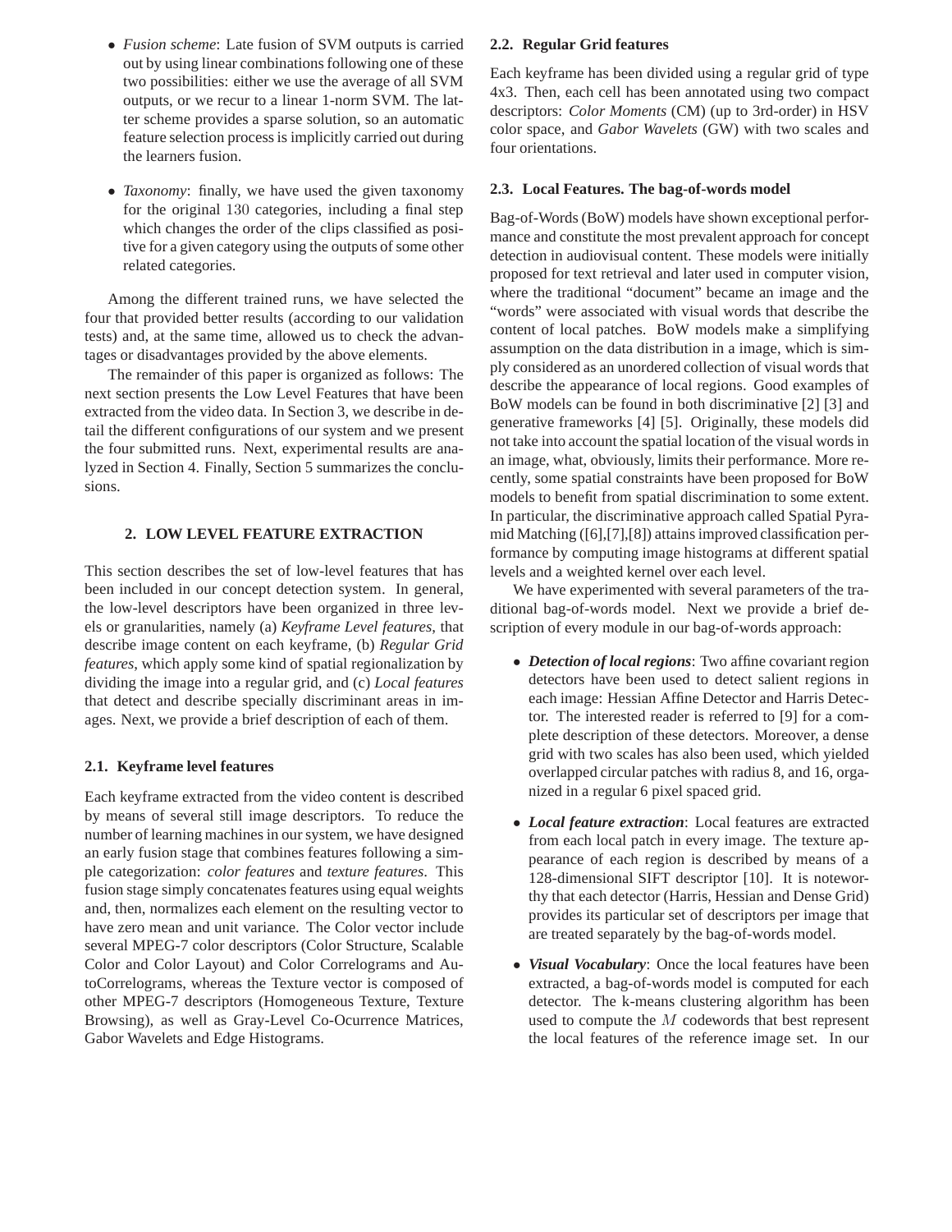- *Fusion scheme*: Late fusion of SVM outputs is carried out by using linear combinations following one of these two possibilities: either we use the average of all SVM outputs, or we recur to a linear 1-norm SVM. The latter scheme provides a sparse solution, so an automatic feature selection process is implicitly carried out during the learners fusion.

- *Taxonomy*: finally, we have used the given taxonomy for the original 130 categories, including a final step which changes the order of the clips classified as positive for a given category using the outputs of some other related categories.

Among the different trained runs, we have selected the four that provided better results (according to our validation tests) and, at the same time, allowed us to check the advantages or disadvantages provided by the above elements.

The remainder of this paper is organized as follows: The next section presents the Low Level Features that have been extracted from the video data. In Section 3, we describe in detail the different configurations of our system and we present the four submitted runs. Next, experimental results are analyzed in Section 4. Finally, Section 5 summarizes the conclusions.

## 2. LOW LEVEL FEATURE EXTRACTION

This section describes the set of low-level features that has been included in our concept detection system. In general, the low-level descriptors have been organized in three levels or granularities, namely (a) *Keyframe Level features*, that describe image content on each keyframe, (b) *Regular Grid features*, which apply some kind of spatial regionalization by dividing the image into a regular grid, and (c) *Local features* that detect and describe specially discriminant areas in images. Next, we provide a brief description of each of them.

### 2.1. Keyframe level features

Each keyframe extracted from the video content is described by means of several still image descriptors. To reduce the number of learning machines in our system, we have designed an early fusion stage that combines features following a simple categorization: *color features* and *texture features*. This fusion stage simply concatenates features using equal weights and, then, normalizes each element on the resulting vector to have zero mean and unit variance. The Color vector include several MPEG-7 color descriptors (Color Structure, Scalable Color and Color Layout) and Color Correlograms and AutoCorrelograms, whereas the Texture vector is composed of other MPEG-7 descriptors (Homogeneous Texture, Texture Browsing), as well as Gray-Level Co-Ocurrence Matrices, Gabor Wavelets and Edge Histograms.

### 2.2. Regular Grid features

Each keyframe has been divided using a regular grid of type 4x3. Then, each cell has been annotated using two compact descriptors: *Color Moments* (CM) (up to 3rd-order) in HSV color space, and *Gabor Wavelets* (GW) with two scales and four orientations.

### 2.3. Local Features. The bag-of-words model

Bag-of-Words (BoW) models have shown exceptional performance and constitute the most prevalent approach for concept detection in audiovisual content. These models were initially proposed for text retrieval and later used in computer vision, where the traditional “document” became an image and the “words” were associated with visual words that describe the content of local patches. BoW models make a simplifying assumption on the data distribution in a image, which is simply considered as an unordered collection of visual words that describe the appearance of local regions. Good examples of BoW models can be found in both discriminative [2] [3] and generative frameworks [4] [5]. Originally, these models did not take into account the spatial location of the visual words in an image, what, obviously, limits their performance. More recently, some spatial constraints have been proposed for BoW models to benefit from spatial discrimination to some extent. In particular, the discriminative approach called Spatial Pyramid Matching ([6],[7],[8]) attains improved classification performance by computing image histograms at different spatial levels and a weighted kernel over each level.

We have experimented with several parameters of the traditional bag-of-words model. Next we provide a brief description of every module in our bag-of-words approach:

- ***Detection of local regions***: Two affine covariant region detectors have been used to detect salient regions in each image: Hessian Affine Detector and Harris Detector. The interested reader is referred to [9] for a complete description of these detectors. Moreover, a dense grid with two scales has also been used, which yielded overlapped circular patches with radius 8, and 16, organized in a regular 6 pixel spaced grid.

- ***Local feature extraction***: Local features are extracted from each local patch in every image. The texture appearance of each region is described by means of a 128-dimensional SIFT descriptor [10]. It is noteworthy that each detector (Harris, Hessian and Dense Grid) provides its particular set of descriptors per image that are treated separately by the bag-of-words model.

- ***Visual Vocabulary***: Once the local features have been extracted, a bag-of-words model is computed for each detector. The k-means clustering algorithm has been used to compute the $M$ codewords that best represent the local features of the reference image set. In our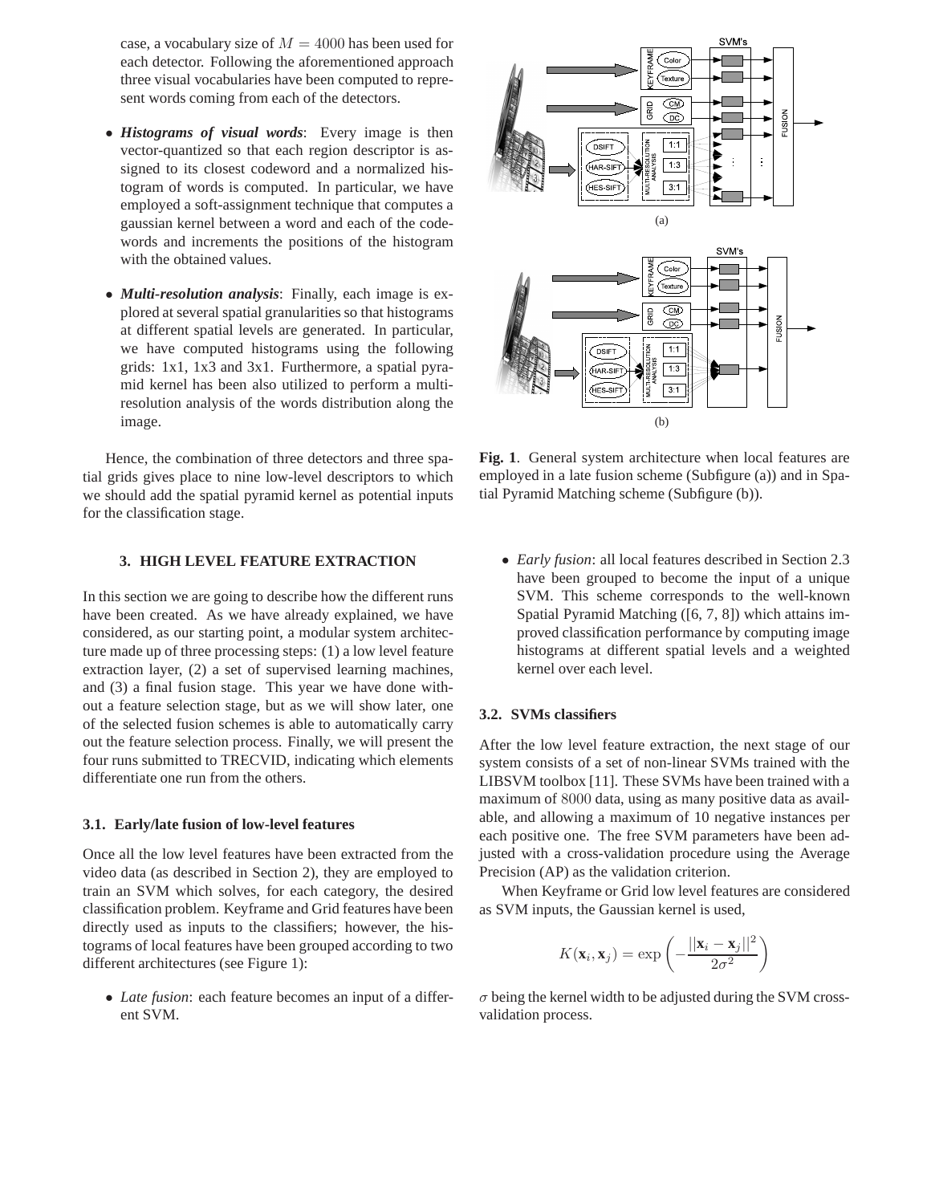case, a vocabulary size of $M = 4000$ has been used for each detector. Following the aforementioned approach three visual vocabularies have been computed to represent words coming from each of the detectors.

- ***Histograms of visual words***: Every image is then vector-quantized so that each region descriptor is assigned to its closest codeword and a normalized histogram of words is computed. In particular, we have employed a soft-assignment technique that computes a gaussian kernel between a word and each of the codewords and increments the positions of the histogram with the obtained values.

- ***Multi-resolution analysis***: Finally, each image is explored at several spatial granularities so that histograms at different spatial levels are generated. In particular, we have computed histograms using the following grids: 1x1, 1x3 and 3x1. Furthermore, a spatial pyramid kernel has been also utilized to perform a multiresolution analysis of the words distribution along the image.

Hence, the combination of three detectors and three spatial grids gives place to nine low-level descriptors to which we should add the spatial pyramid kernel as potential inputs for the classification stage.

## 3. HIGH LEVEL FEATURE EXTRACTION

In this section we are going to describe how the different runs have been created. As we have already explained, we have considered, as our starting point, a modular system architecture made up of three processing steps: (1) a low level feature extraction layer, (2) a set of supervised learning machines, and (3) a final fusion stage. This year we have done without a feature selection stage, but as we will show later, one of the selected fusion schemes is able to automatically carry out the feature selection process. Finally, we will present the four runs submitted to TRECVID, indicating which elements differentiate one run from the others.

### 3.1. Early/late fusion of low-level features

Once all the low level features have been extracted from the video data (as described in Section 2), they are employed to train an SVM which solves, for each category, the desired classification problem. Keyframe and Grid features have been directly used as inputs to the classifiers; however, the histograms of local features have been grouped according to two different architectures (see Figure 1):

- *Late fusion*: each feature becomes an input of a different SVM.

- *Early fusion*: all local features described in Section 2.3 have been grouped to become the input of a unique SVM. This scheme corresponds to the well-known Spatial Pyramid Matching ([6, 7, 8]) which attains improved classification performance by computing image histograms at different spatial levels and a weighted kernel over each level.

**Fig. 1**. General system architecture when local features are employed in a late fusion scheme (Subfigure (a)) and in Spatial Pyramid Matching scheme (Subfigure (b)).

### 3.2. SVMs classifiers

After the low level feature extraction, the next stage of our system consists of a set of non-linear SVMs trained with the LIBSVM toolbox [11]. These SVMs have been trained with a maximum of $8000$ data, using as many positive data as available, and allowing a maximum of 10 negative instances per each positive one. The free SVM parameters have been adjusted with a cross-validation procedure using the Average Precision (AP) as the validation criterion.

When Keyframe or Grid low level features are considered as SVM inputs, the Gaussian kernel is used,

$$K(\mathbf{x}_i, \mathbf{x}_j) = \exp\left(-\frac{||\mathbf{x}_i - \mathbf{x}_j||^2}{2\sigma^2}\right)$$

$\sigma$ being the kernel width to be adjusted during the SVM cross-validation process.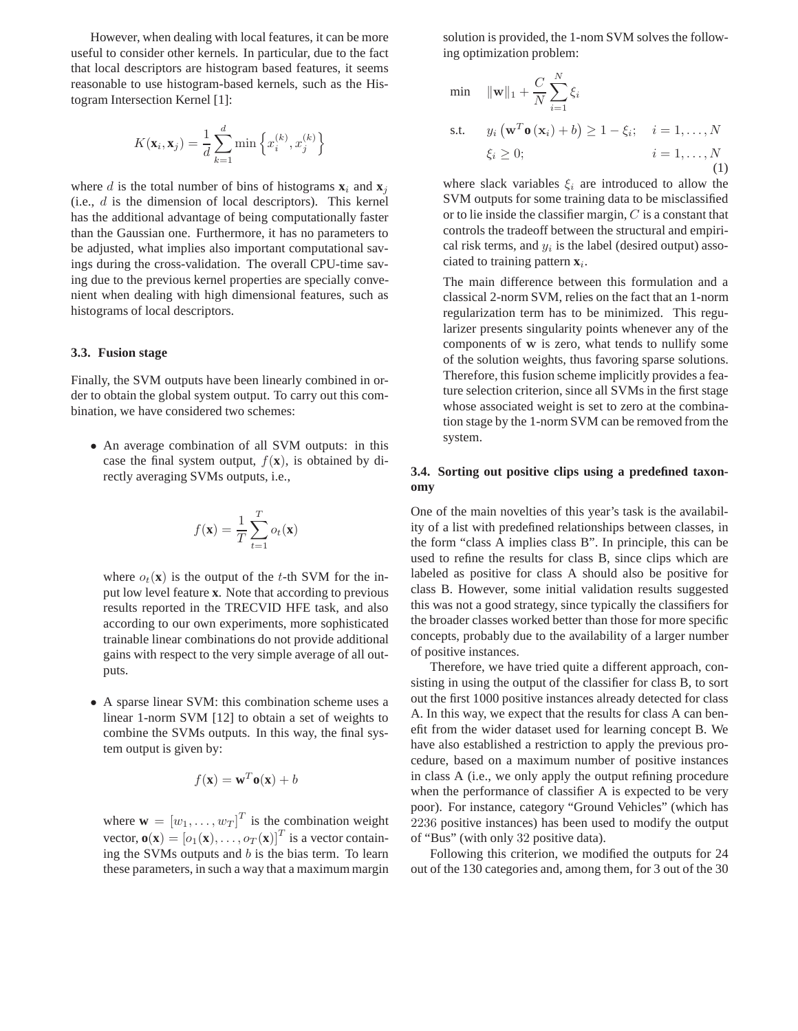However, when dealing with local features, it can be more useful to consider other kernels. In particular, due to the fact that local descriptors are histogram based features, it seems reasonable to use histogram-based kernels, such as the Histogram Intersection Kernel [1]:

$$K(\mathbf{x}_i, \mathbf{x}_j) = \frac{1}{d} \sum_{k=1}^{d} \min \left\{ x_i^{(k)}, x_j^{(k)} \right\}$$

where $d$ is the total number of bins of histograms $\mathbf{x}_i$ and $\mathbf{x}_j$ (i.e., $d$ is the dimension of local descriptors). This kernel has the additional advantage of being computationally faster than the Gaussian one. Furthermore, it has no parameters to be adjusted, what implies also important computational savings during the cross-validation. The overall CPU-time saving due to the previous kernel properties are specially convenient when dealing with high dimensional features, such as histograms of local descriptors.

### 3.3. Fusion stage

Finally, the SVM outputs have been linearly combined in order to obtain the global system output. To carry out this combination, we have considered two schemes:

- An average combination of all SVM outputs: in this case the final system output, $f(\mathbf{x})$, is obtained by directly averaging SVMs outputs, i.e.,

  $$f(\mathbf{x}) = \frac{1}{T} \sum_{t=1}^{T} o_t(\mathbf{x})$$

  where $o_t(\mathbf{x})$ is the output of the $t$-th SVM for the input low level feature $\mathbf{x}$. Note that according to previous results reported in the TRECVID HFE task, and also according to our own experiments, more sophisticated trainable linear combinations do not provide additional gains with respect to the very simple average of all outputs.

- A sparse linear SVM: this combination scheme uses a linear 1-norm SVM [12] to obtain a set of weights to combine the SVMs outputs. In this way, the final system output is given by:

  $$f(\mathbf{x}) = \mathbf{w}^T \mathbf{o}(\mathbf{x}) + b$$

  where $\mathbf{w} = [w_1, \ldots, w_T]^T$ is the combination weight vector, $\mathbf{o}(\mathbf{x}) = [o_1(\mathbf{x}), \ldots, o_T(\mathbf{x})]^T$ is a vector containing the SVMs outputs and $b$ is the bias term. To learn these parameters, in such a way that a maximum margin solution is provided, the 1-nom SVM solves the following optimization problem:

  $$\begin{aligned} \min \quad & \|\mathbf{w}\|_1 + \frac{C}{N} \sum_{i=1}^{N} \xi_i \\ \text{s.t.} \quad & y_i \left( \mathbf{w}^T \mathbf{o}(\mathbf{x}_i) + b \right) \geq 1 - \xi_i; \quad i = 1, \ldots, N \\ & \xi_i \geq 0; \quad i = 1, \ldots, N \end{aligned} \tag{1}$$

  where slack variables $\xi_i$ are introduced to allow the SVM outputs for some training data to be misclassified or to lie inside the classifier margin, $C$ is a constant that controls the tradeoff between the structural and empirical risk terms, and $y_i$ is the label (desired output) associated to training pattern $\mathbf{x}_i$.

  The main difference between this formulation and a classical 2-norm SVM, relies on the fact that an 1-norm regularization term has to be minimized. This regularizer presents singularity points whenever any of the components of $\mathbf{w}$ is zero, what tends to nullify some of the solution weights, thus favoring sparse solutions. Therefore, this fusion scheme implicitly provides a feature selection criterion, since all SVMs in the first stage whose associated weight is set to zero at the combination stage by the 1-norm SVM can be removed from the system.

### 3.4. Sorting out positive clips using a predefined taxonomy

One of the main novelties of this year's task is the availability of a list with predefined relationships between classes, in the form "class A implies class B". In principle, this can be used to refine the results for class B, since clips which are labeled as positive for class A should also be positive for class B. However, some initial validation results suggested this was not a good strategy, since typically the classifiers for the broader classes worked better than those for more specific concepts, probably due to the availability of a larger number of positive instances.

Therefore, we have tried quite a different approach, consisting in using the output of the classifier for class B, to sort out the first 1000 positive instances already detected for class A. In this way, we expect that the results for class A can benefit from the wider dataset used for learning concept B. We have also established a restriction to apply the previous procedure, based on a maximum number of positive instances in class A (i.e., we only apply the output refining procedure when the performance of classifier A is expected to be very poor). For instance, category "Ground Vehicles" (which has $2236$ positive instances) has been used to modify the output of "Bus" (with only $32$ positive data).

Following this criterion, we modified the outputs for 24 out of the 130 categories and, among them, for 3 out of the 30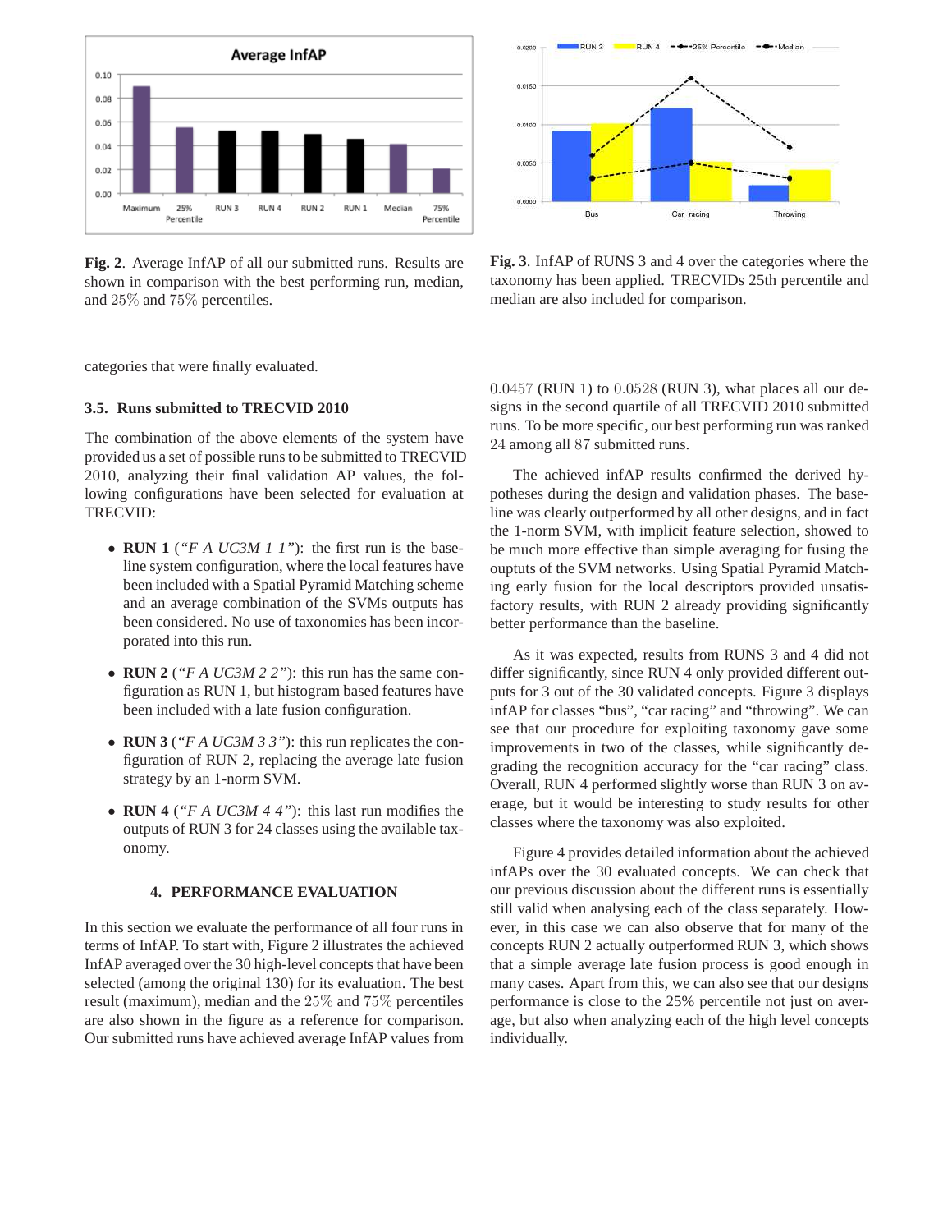**Fig. 2**. Average InfAP of all our submitted runs. Results are shown in comparison with the best performing run, median, and 25% and 75% percentiles.

**Fig. 3**. InfAP of RUNS 3 and 4 over the categories where the taxonomy has been applied. TRECVIDs 25th percentile and median are also included for comparison.

categories that were finally evaluated.

### 3.5. Runs submitted to TRECVID 2010

The combination of the above elements of the system have provided us a set of possible runs to be submitted to TRECVID 2010, analyzing their final validation AP values, the following configurations have been selected for evaluation at TRECVID:

- **RUN 1** (*"F A UC3M 1 1"*): the first run is the baseline system configuration, where the local features have been included with a Spatial Pyramid Matching scheme and an average combination of the SVMs outputs has been considered. No use of taxonomies has been incorporated into this run.
- **RUN 2** (*"F A UC3M 2 2"*): this run has the same configuration as RUN 1, but histogram based features have been included with a late fusion configuration.
- **RUN 3** (*"F A UC3M 3 3"*): this run replicates the configuration of RUN 2, replacing the average late fusion strategy by an 1-norm SVM.
- **RUN 4** (*"F A UC3M 4 4"*): this last run modifies the outputs of RUN 3 for 24 classes using the available taxonomy.

## 4. PERFORMANCE EVALUATION

In this section we evaluate the performance of all four runs in terms of InfAP. To start with, Figure 2 illustrates the achieved InfAP averaged over the 30 high-level concepts that have been selected (among the original 130) for its evaluation. The best result (maximum), median and the 25% and 75% percentiles are also shown in the figure as a reference for comparison. Our submitted runs have achieved average InfAP values from $0.0457$ (RUN 1) to $0.0528$ (RUN 3), what places all our designs in the second quartile of all TRECVID 2010 submitted runs. To be more specific, our best performing run was ranked $24$ among all $87$ submitted runs.

The achieved infAP results confirmed the derived hypotheses during the design and validation phases. The baseline was clearly outperformed by all other designs, and in fact the 1-norm SVM, with implicit feature selection, showed to be much more effective than simple averaging for fusing the ouputs of the SVM networks. Using Spatial Pyramid Matching early fusion for the local descriptors provided unsatisfactory results, with RUN 2 already providing significantly better performance than the baseline.

As it was expected, results from RUNS 3 and 4 did not differ significantly, since RUN 4 only provided different outputs for 3 out of the 30 validated concepts. Figure 3 displays infAP for classes "bus", "car racing" and "throwing". We can see that our procedure for exploiting taxonomy gave some improvements in two of the classes, while significantly degrading the recognition accuracy for the "car racing" class. Overall, RUN 4 performed slightly worse than RUN 3 on average, but it would be interesting to study results for other classes where the taxonomy was also exploited.

Figure 4 provides detailed information about the achieved infAPs over the 30 evaluated concepts. We can check that our previous discussion about the different runs is essentially still valid when analysing each of the class separately. However, in this case we can also observe that for many of the concepts RUN 2 actually outperformed RUN 3, which shows that a simple average late fusion process is good enough in many cases. Apart from this, we can also see that our designs performance is close to the 25% percentile not just on average, but also when analyzing each of the high level concepts individually.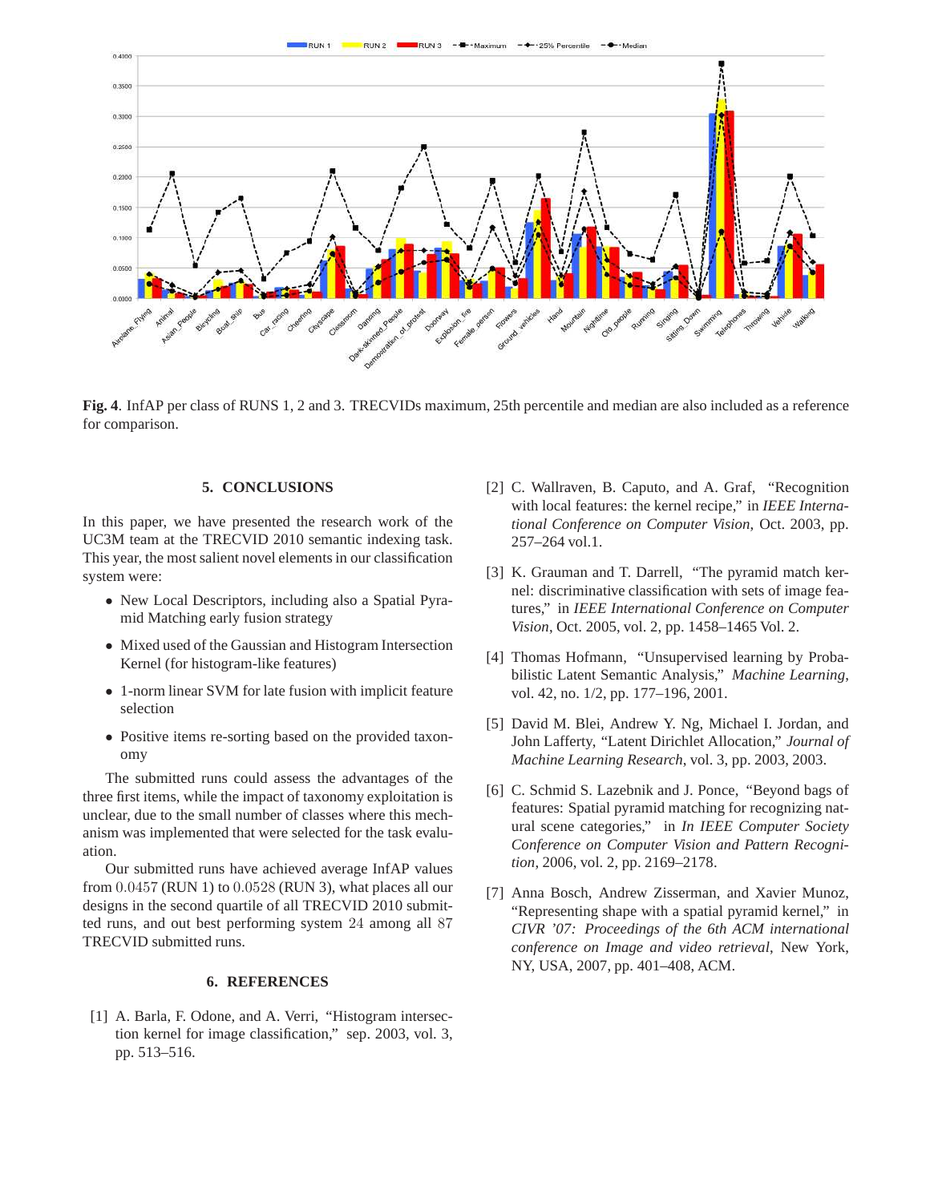**Fig. 4**. InfAP per class of RUNS 1, 2 and 3. TRECVIDs maximum, 25th percentile and median are also included as a reference for comparison.

## 5. CONCLUSIONS

In this paper, we have presented the research work of the UC3M team at the TRECVID 2010 semantic indexing task. This year, the most salient novel elements in our classification system were:

- New Local Descriptors, including also a Spatial Pyramid Matching early fusion strategy
- Mixed used of the Gaussian and Histogram Intersection Kernel (for histogram-like features)
- 1-norm linear SVM for late fusion with implicit feature selection
- Positive items re-sorting based on the provided taxonomy

The submitted runs could assess the advantages of the three first items, while the impact of taxonomy exploitation is unclear, due to the small number of classes where this mechanism was implemented that were selected for the task evaluation.

Our submitted runs have achieved average InfAP values from $0.0457$ (RUN 1) to $0.0528$ (RUN 3), what places all our designs in the second quartile of all TRECVID 2010 submitted runs, and out best performing system $24$ among all $87$ TRECVID submitted runs.

## 6. REFERENCES

[1] A. Barla, F. Odone, and A. Verri, "Histogram intersection kernel for image classification," sep. 2003, vol. 3, pp. 513–516.

[2] C. Wallraven, B. Caputo, and A. Graf, "Recognition with local features: the kernel recipe," in *IEEE International Conference on Computer Vision*, Oct. 2003, pp. 257–264 vol.1.

[3] K. Grauman and T. Darrell, "The pyramid match kernel: discriminative classification with sets of image features," in *IEEE International Conference on Computer Vision*, Oct. 2005, vol. 2, pp. 1458–1465 Vol. 2.

[4] Thomas Hofmann, "Unsupervised learning by Probabilistic Latent Semantic Analysis," *Machine Learning*, vol. 42, no. 1/2, pp. 177–196, 2001.

[5] David M. Blei, Andrew Y. Ng, Michael I. Jordan, and John Lafferty, "Latent Dirichlet Allocation," *Journal of Machine Learning Research*, vol. 3, pp. 2003, 2003.

[6] C. Schmid S. Lazebnik and J. Ponce, "Beyond bags of features: Spatial pyramid matching for recognizing natural scene categories," in *In IEEE Computer Society Conference on Computer Vision and Pattern Recognition*, 2006, vol. 2, pp. 2169–2178.

[7] Anna Bosch, Andrew Zisserman, and Xavier Munoz, "Representing shape with a spatial pyramid kernel," in *CIVR '07: Proceedings of the 6th ACM international conference on Image and video retrieval*, New York, NY, USA, 2007, pp. 401–408, ACM.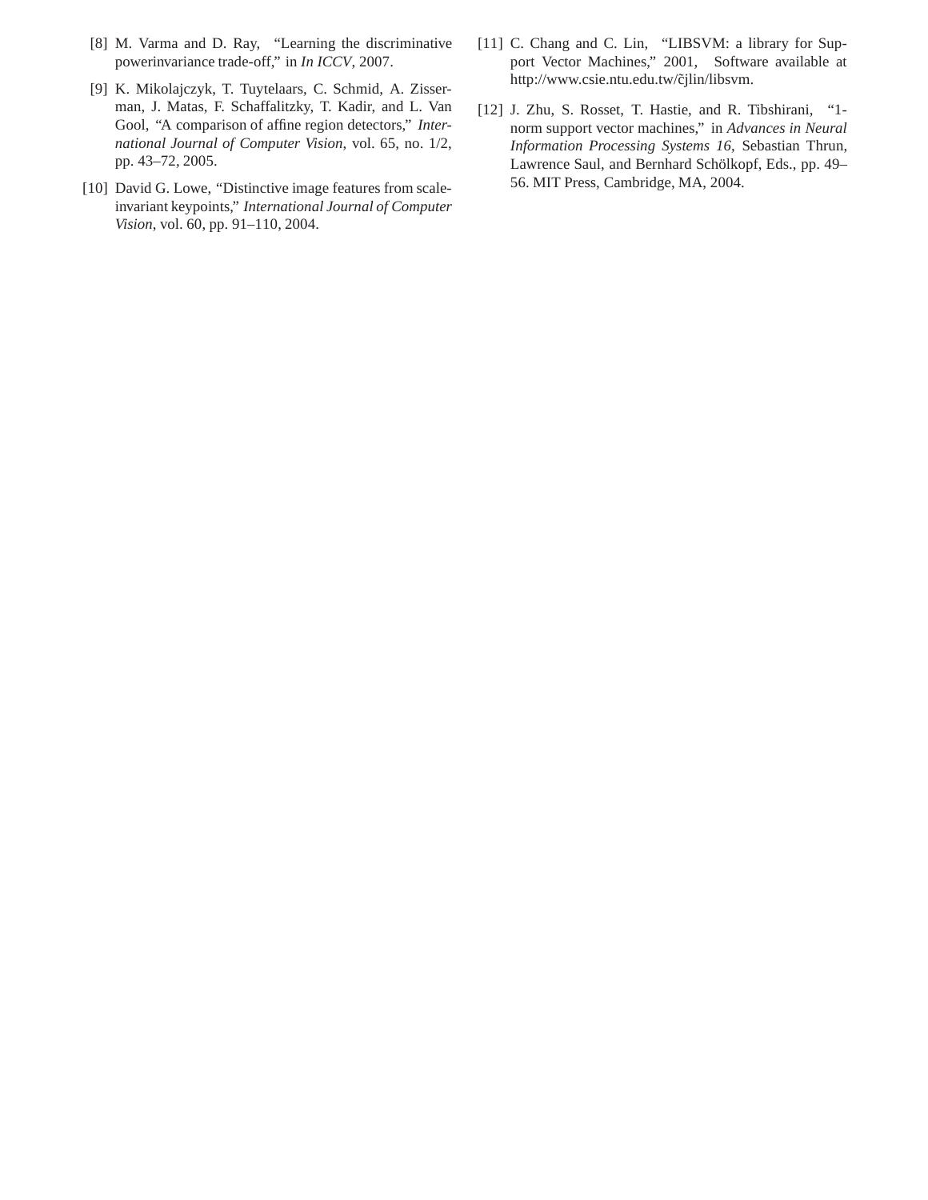[8] M. Varma and D. Ray, "Learning the discriminative powerinvariance trade-off," in *In ICCV*, 2007.

[9] K. Mikolajczyk, T. Tuytelaars, C. Schmid, A. Zisserman, J. Matas, F. Schaffalitzky, T. Kadir, and L. Van Gool, "A comparison of affine region detectors," *International Journal of Computer Vision*, vol. 65, no. 1/2, pp. 43–72, 2005.

[10] David G. Lowe, "Distinctive image features from scale-invariant keypoints," *International Journal of Computer Vision*, vol. 60, pp. 91–110, 2004.

[11] C. Chang and C. Lin, "LIBSVM: a library for Support Vector Machines," 2001, Software available at http://www.csie.ntu.edu.tw/c̃jlin/libsvm.

[12] J. Zhu, S. Rosset, T. Hastie, and R. Tibshirani, "1-norm support vector machines," in *Advances in Neural Information Processing Systems 16*, Sebastian Thrun, Lawrence Saul, and Bernhard Schölkopf, Eds., pp. 49–56. MIT Press, Cambridge, MA, 2004.